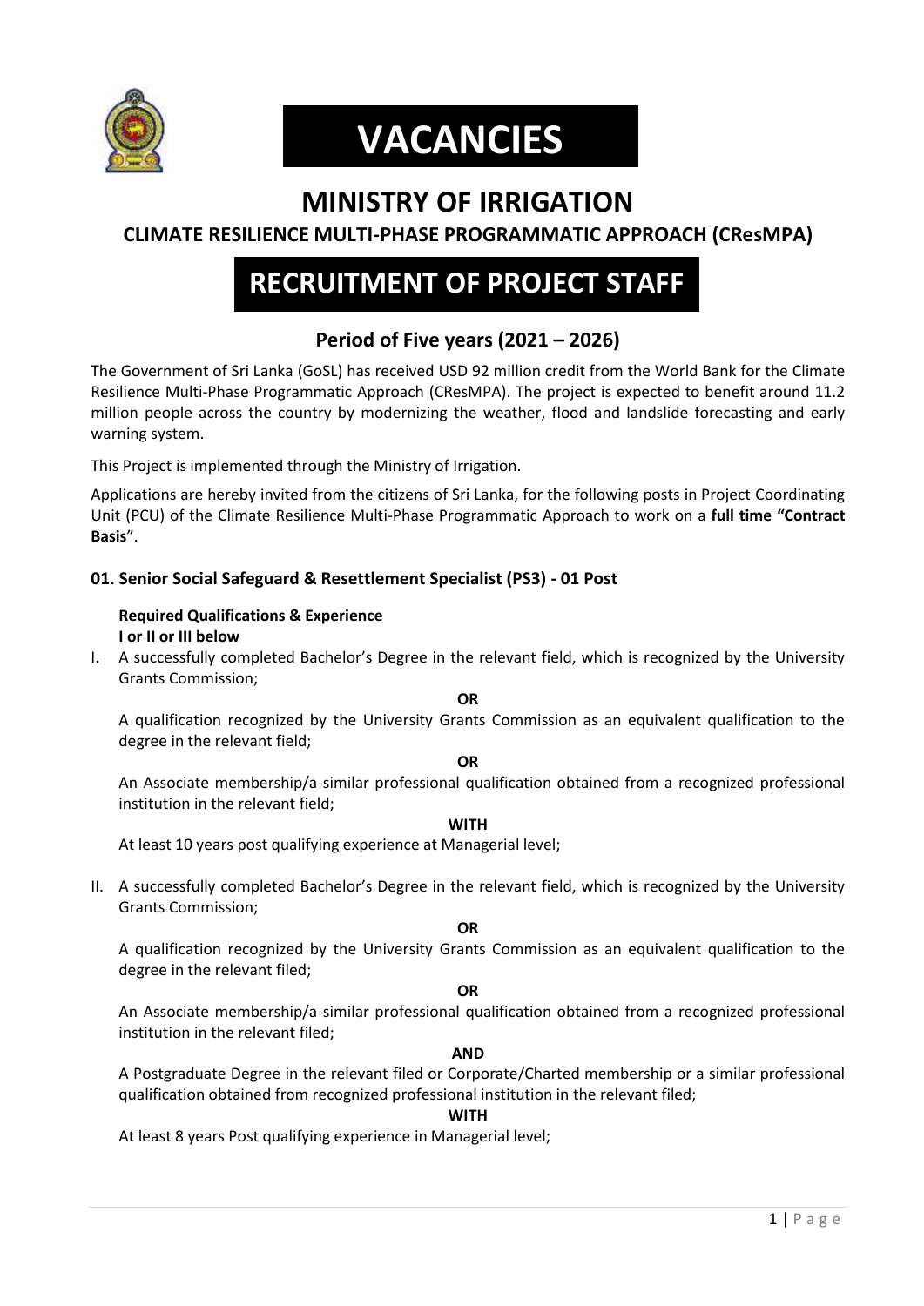# VACANCIES

## MINISTRY OF IRRIGATION

### CLIMATE RESILIENCE MULTI-PHASE PROGRAMMATIC APPROACH (CResMPA)

## RECRUITMENT OF PROJECT STAFF

### Period of Five years (2021 – 2026)

The Government of Sri Lanka (GoSL) has received USD 92 million credit from the World Bank for the Climate Resilience Multi-Phase Programmatic Approach (CResMPA). The project is expected to benefit around 11.2 million people across the country by modernizing the weather, flood and landslide forecasting and early warning system.

This Project is implemented through the Ministry of Irrigation.

Applications are hereby invited from the citizens of Sri Lanka, for the following posts in Project Coordinating Unit (PCU) of the Climate Resilience Multi-Phase Programmatic Approach to work on a **full time "Contract Basis**".

#### 01. Senior Social Safeguard & Resettlement Specialist (PS3) - 01 Post

**Required Qualifications & Experience**
**I or II or III below**

I. A successfully completed Bachelor's Degree in the relevant field, which is recognized by the University Grants Commission;

**OR**

A qualification recognized by the University Grants Commission as an equivalent qualification to the degree in the relevant field;

**OR**

An Associate membership/a similar professional qualification obtained from a recognized professional institution in the relevant field;

**WITH**

At least 10 years post qualifying experience at Managerial level;

II. A successfully completed Bachelor's Degree in the relevant field, which is recognized by the University Grants Commission;

**OR**

A qualification recognized by the University Grants Commission as an equivalent qualification to the degree in the relevant filed;

**OR**

An Associate membership/a similar professional qualification obtained from a recognized professional institution in the relevant filed;

**AND**

A Postgraduate Degree in the relevant filed or Corporate/Charted membership or a similar professional qualification obtained from recognized professional institution in the relevant filed;

**WITH**

At least 8 years Post qualifying experience in Managerial level;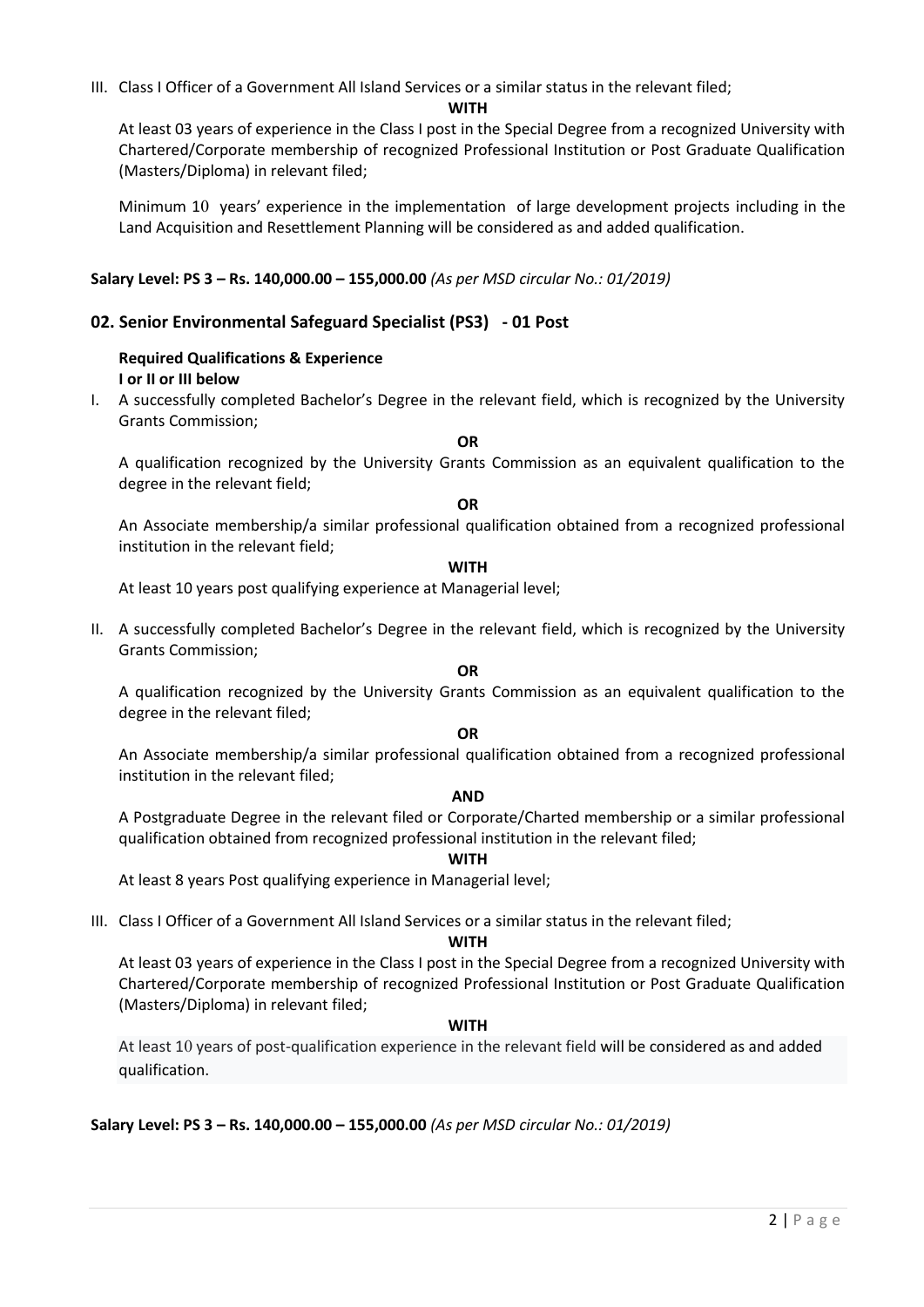III. Class I Officer of a Government All Island Services or a similar status in the relevant filed;

**WITH**

At least 03 years of experience in the Class I post in the Special Degree from a recognized University with Chartered/Corporate membership of recognized Professional Institution or Post Graduate Qualification (Masters/Diploma) in relevant filed;

Minimum 10 years' experience in the implementation of large development projects including in the Land Acquisition and Resettlement Planning will be considered as and added qualification.

**Salary Level: PS 3 – Rs. 140,000.00 – 155,000.00** *(As per MSD circular No.: 01/2019)*

## 02. Senior Environmental Safeguard Specialist (PS3) - 01 Post

**Required Qualifications & Experience**
**I or II or III below**

I. A successfully completed Bachelor's Degree in the relevant field, which is recognized by the University Grants Commission;

**OR**

A qualification recognized by the University Grants Commission as an equivalent qualification to the degree in the relevant field;

**OR**

An Associate membership/a similar professional qualification obtained from a recognized professional institution in the relevant field;

**WITH**

At least 10 years post qualifying experience at Managerial level;

II. A successfully completed Bachelor's Degree in the relevant field, which is recognized by the University Grants Commission;

**OR**

A qualification recognized by the University Grants Commission as an equivalent qualification to the degree in the relevant filed;

**OR**

An Associate membership/a similar professional qualification obtained from a recognized professional institution in the relevant filed;

**AND**

A Postgraduate Degree in the relevant filed or Corporate/Charted membership or a similar professional qualification obtained from recognized professional institution in the relevant filed;

**WITH**

At least 8 years Post qualifying experience in Managerial level;

III. Class I Officer of a Government All Island Services or a similar status in the relevant filed;

**WITH**

At least 03 years of experience in the Class I post in the Special Degree from a recognized University with Chartered/Corporate membership of recognized Professional Institution or Post Graduate Qualification (Masters/Diploma) in relevant filed;

**WITH**

At least 10 years of post-qualification experience in the relevant field will be considered as and added qualification.

**Salary Level: PS 3 – Rs. 140,000.00 – 155,000.00** *(As per MSD circular No.: 01/2019)*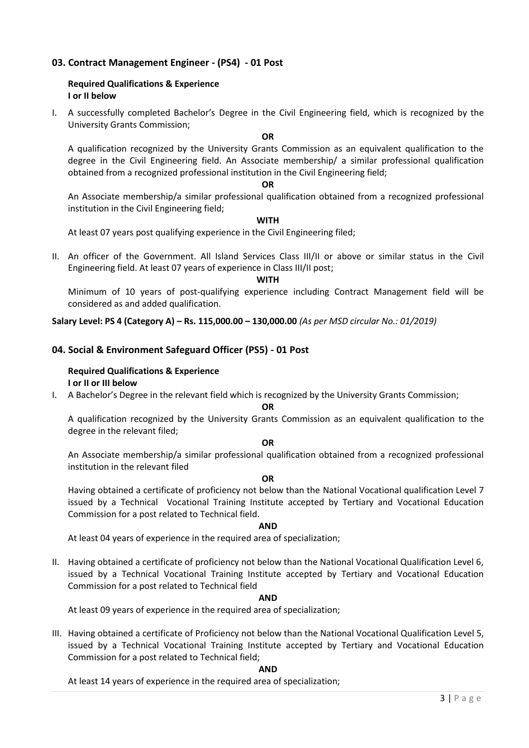### 03. Contract Management Engineer - (PS4) - 01 Post

**Required Qualifications & Experience**
**I or II below**

I. A successfully completed Bachelor's Degree in the Civil Engineering field, which is recognized by the University Grants Commission;

**OR**

A qualification recognized by the University Grants Commission as an equivalent qualification to the degree in the Civil Engineering field. An Associate membership/ a similar professional qualification obtained from a recognized professional institution in the Civil Engineering field;

**OR**

An Associate membership/a similar professional qualification obtained from a recognized professional institution in the Civil Engineering field;

**WITH**

At least 07 years post qualifying experience in the Civil Engineering filed;

II. An officer of the Government. All Island Services Class III/II or above or similar status in the Civil Engineering field. At least 07 years of experience in Class III/II post;

**WITH**

Minimum of 10 years of post-qualifying experience including Contract Management field will be considered as and added qualification.

**Salary Level: PS 4 (Category A) – Rs. 115,000.00 – 130,000.00** *(As per MSD circular No.: 01/2019)*

### 04. Social & Environment Safeguard Officer (PS5) - 01 Post

**Required Qualifications & Experience**
**I or II or III below**

I. A Bachelor's Degree in the relevant field which is recognized by the University Grants Commission;

**OR**

A qualification recognized by the University Grants Commission as an equivalent qualification to the degree in the relevant filed;

**OR**

An Associate membership/a similar professional qualification obtained from a recognized professional institution in the relevant filed

**OR**

Having obtained a certificate of proficiency not below than the National Vocational qualification Level 7 issued by a Technical Vocational Training Institute accepted by Tertiary and Vocational Education Commission for a post related to Technical field.

**AND**

At least 04 years of experience in the required area of specialization;

II. Having obtained a certificate of proficiency not below than the National Vocational Qualification Level 6, issued by a Technical Vocational Training Institute accepted by Tertiary and Vocational Education Commission for a post related to Technical field

**AND**

At least 09 years of experience in the required area of specialization;

III. Having obtained a certificate of Proficiency not below than the National Vocational Qualification Level 5, issued by a Technical Vocational Training Institute accepted by Tertiary and Vocational Education Commission for a post related to Technical field;

**AND**

At least 14 years of experience in the required area of specialization;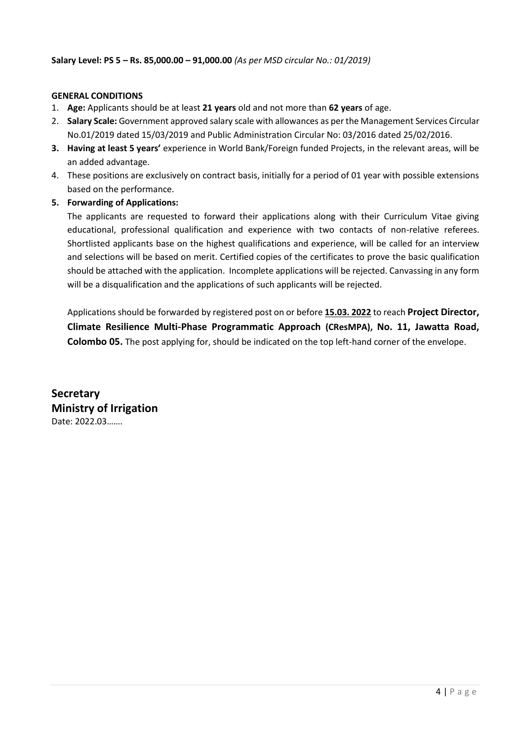**Salary Level: PS 5 – Rs. 85,000.00 – 91,000.00** *(As per MSD circular No.: 01/2019)*

**GENERAL CONDITIONS**

1. **Age:** Applicants should be at least **21 years** old and not more than **62 years** of age.
2. **Salary Scale:** Government approved salary scale with allowances as per the Management Services Circular No.01/2019 dated 15/03/2019 and Public Administration Circular No: 03/2016 dated 25/02/2016.
3. **Having at least 5 years'** experience in World Bank/Foreign funded Projects, in the relevant areas, will be an added advantage.
4. These positions are exclusively on contract basis, initially for a period of 01 year with possible extensions based on the performance.
5. **Forwarding of Applications:**

   The applicants are requested to forward their applications along with their Curriculum Vitae giving educational, professional qualification and experience with two contacts of non-relative referees. Shortlisted applicants base on the highest qualifications and experience, will be called for an interview and selections will be based on merit. Certified copies of the certificates to prove the basic qualification should be attached with the application. Incomplete applications will be rejected. Canvassing in any form will be a disqualification and the applications of such applicants will be rejected.

   Applications should be forwarded by registered post on or before **15.03. 2022** to reach **Project Director, Climate Resilience Multi-Phase Programmatic Approach (CResMPA), No. 11, Jawatta Road, Colombo 05.** The post applying for, should be indicated on the top left-hand corner of the envelope.

**Secretary**
**Ministry of Irrigation**
Date: 2022.03…….